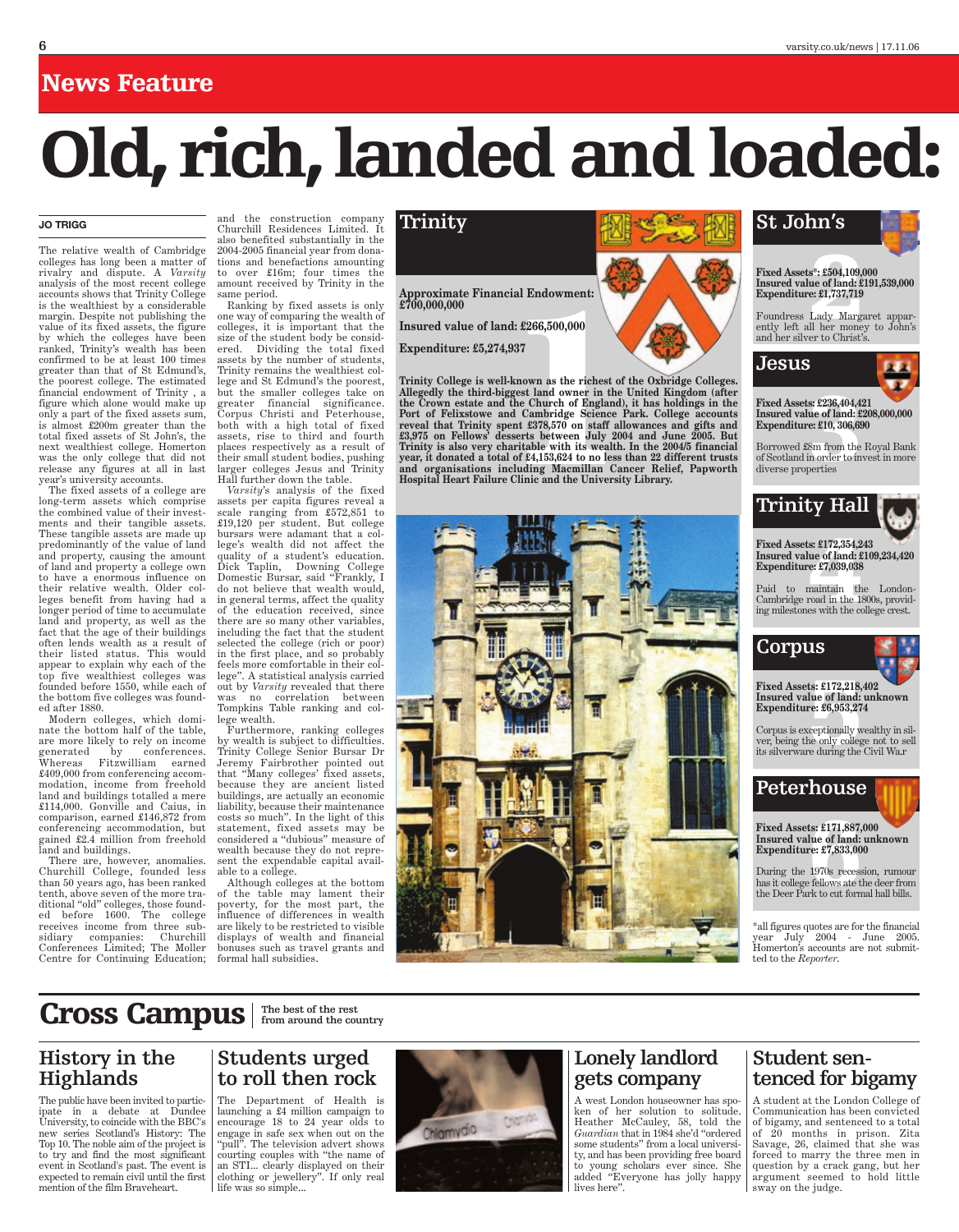News Feature

# Old, rich, landed and loaded:

**JO TRIGG**

The relative wealth of Cambridge colleges has long been a matter of rivalry and dispute. A *Varsity* analysis of the most recent college accounts shows that Trinity College is the wealthiest by a considerable margin. Despite not publishing the value of its fixed assets, the figure by which the colleges have been ranked, Trinity's wealth has been confirmed to be at least 100 times greater than that of St Edmund's, the poorest college. The estimated financial endowment of Trinity , a figure which alone would make up only a part of the fixed assets sum, is almost £200m greater than the total fixed assets of St John's, the next wealthiest college. Homerton was the only college that did not release any figures at all in last year's university accounts.

The fixed assets of a college are long-term assets which comprise the combined value of their investments and their tangible assets. These tangible assets are made up predominantly of the value of land and property, causing the amount of land and property a college own to have a enormous influence on their relative wealth. Older colleges benefit from having had a longer period of time to accumulate land and property, as well as the fact that the age of their buildings often lends wealth as a result of their listed status. This would appear to explain why each of the top five wealthiest colleges was founded before 1550, while each of the bottom five colleges was founded after 1880.

Modern colleges, which dominate the bottom half of the table, are more likely to rely on income generated by conferences. Whereas Fitzwilliam earned £409,000 from conferencing accommodation, income from freehold land and buildings totalled a mere £114,000. Gonville and Caius, in comparison, earned £146,872 from conferencing accommodation, but gained £2.4 million from freehold land and buildings.

There are, however, anomalies. Churchill College, founded less than 50 years ago, has been ranked tenth, above seven of the more traditional "old" colleges, those founded before 1600. The college receives income from three subsidiary companies: Churchill Conferences Limited; The Moller Centre for Continuing Education; and the construction company Churchill Residences Limited. It also benefited substantially in the 2004-2005 financial year from donations and benefactions amounting to over £16m; four times the amount received by Trinity in the same period.

Ranking by fixed assets is only one way of comparing the wealth of colleges, it is important that the size of the student body be considered. Dividing the total fixed assets by the number of students, Trinity remains the wealthiest college and St Edmund's the poorest, but the smaller colleges take on greater financial significance. Corpus Christi and Peterhouse, both with a high total of fixed assets, rise to third and fourth places respectively as a result of their small student bodies, pushing larger colleges Jesus and Trinity Hall further down the table.

*Varsity*'s analysis of the fixed assets per capita figures reveal a scale ranging from £572,851 to £19,120 per student. But college bursars were adamant that a college's wealth did not affect the quality of a student's education. Dick Taplin, Downing College Domestic Bursar, said "Frankly, I do not believe that wealth would, in general terms, affect the quality of the education received, since there are so many other variables, including the fact that the student selected the college (rich or poor) in the first place, and so probably feels more comfortable in their college". A statistical analysis carried out by *Varsity* revealed that there was no correlation between Tompkins Table ranking and college wealth.

Furthermore, ranking colleges by wealth is subject to difficulties. Trinity College Senior Bursar Dr Jeremy Fairbrother pointed out that "Many colleges' fixed assets, because they are ancient listed buildings, are actually an economic liability, because their maintenance costs so much". In the light of this statement, fixed assets may be considered a "dubious" measure of wealth because they do not represent the expendable capital available to a college.

Although colleges at the bottom of the table may lament their poverty, for the most part, the influence of differences in wealth are likely to be restricted to visible displays of wealth and financial bonuses such as travel grants and formal hall subsidies.

## Trinity

**Approximate Financial Endowment: £700,000,000**

**Insured value of land: £266,500,000**

**Expenditure: £5,274,937**

**Trinity College is well-known as the richest of the Oxbridge Colleges. Allegedly the third-biggest land owner in the United Kingdom (after the Crown estate and the Church of England), it has holdings in the Port of Felixstowe and Cambridge Science Park. College accounts reveal that Trinity spent £378,570 on staff allowances and gifts and £3,975 on Fellows' desserts between July 2004 and June 2005. But Trinity is also very charitable with its wealth. In the 2004/5 financial year, it donated a total of £4,153,624 to no less than 22 different trusts and organisations including Macmillan Cancer Relief, Papworth Hospital Heart Failure Clinic and the University Library.**

## St John's

**Fixed Assets*: £504,109,000**
**Insured value of land: £191,539,000**
**Expenditure: £1,737,719**

Foundress Lady Margaret apparently left all her money to John's and her silver to Christ's.

## Jesus

**Fixed Assets: £236,404,421**
**Insured value of land: £208,000,000**
**Expenditure: £10, 306,690**

Borrowed £8m from the Royal Bank of Scotland in order to invest in more diverse properties

## Trinity Hall

**Fixed Assets: £172,354,243**
**Insured value of land: £109,234,420**
**Expenditure: £7,039,038**

Paid to maintain the London-Cambridge road in the 1800s, providing milestones with the college crest.

## Corpus

**Fixed Assets: £172,218,402**
**Insured value of land: unknown**
**Expenditure: £6,953,274**

Corpus is exceptionally wealthy in silver, being the only college not to sell its silverware during the Civil Wa.r

## Peterhouse

**Fixed Assets: £171,887,000**
**Insured value of land: unknown**
**Expenditure: £7,833,000**

During the 1970s recession, rumour has it college fellows ate the deer from the Deer Park to cut formal hall bills.

*all figures quotes are for the financial year July 2004 - June 2005. Homerton's accounts are not submitted to the *Reporter*.

# Cross Campus

The best of the rest from around the country

## History in the Highlands

The public have been invited to participate in a debate at Dundee University, to coincide with the BBC's new series Scotland's History: The Top 10. The noble aim of the project is to try and find the most significant event in Scotland's past. The event is expected to remain civil until the first mention of the film Braveheart.

## Students urged to roll then rock

The Department of Health is launching a £4 million campaign to encourage 18 to 24 year olds to engage in safe sex when out on the "pull". The television advert shows courting couples with "the name of an STI... clearly displayed on their clothing or jewellery". If only real life was so simple...

## Lonely landlord gets company

A west London houseowner has spoken of her solution to solitude. Heather McCauley, 58, told the *Guardian* that in 1984 she'd "ordered some students" from a local university, and has been providing free board to young scholars ever since. She added "Everyone has jolly happy lives here".

## Student sentenced for bigamy

A student at the London College of Communication has been convicted of bigamy, and sentenced to a total of 20 months in prison. Zita Savage, 26, claimed that she was forced to marry the three men in question by a crack gang, but her argument seemed to hold little sway on the judge.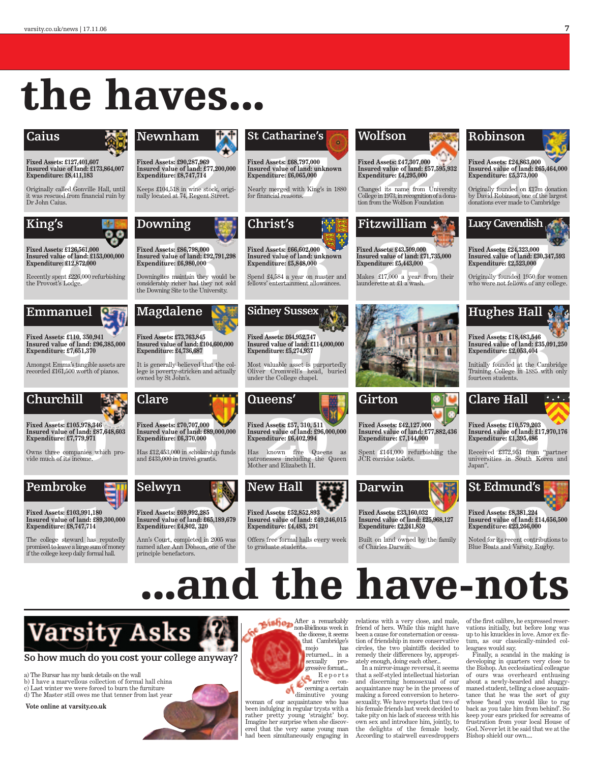# the haves...

## Caius

**Fixed Assets: £127,401,607**
**Insured value of land: £173,864,007**
**Expenditure: £8,411,183**

Originally called Gonville Hall, until it was rescued from financial ruin by Dr John Caius.

## Newnham

**Fixed Assets: £90,287,969**
**Insured value of land: £77,200,000**
**Expenditure: £8,747,714**

Keeps £104,518 in wine stock, originally located at 74, Regent Street.

## St Catharine's

**Fixed Assets: £68,797,000**
**Insured value of land: unknown**
**Expenditure: £6,065,000**

Nearly merged with King's in 1880 for financial reasons.

## Wolfson

**Fixed Assets: £47,307,000**
**Insured value of land: £57,595,932**
**Expenditure: £4,295,000**

Changed its name from University College in 1973, in recognition of a donation from the Wolfson Foundation

## Robinson

**Fixed Assets: £24,863,000**
**Insured value of land: £65,464,000**
**Expenditure: £5,373,000**

Originally founded on £17m donation by David Robinson, one of the largest donations ever made to Cambridge

## King's

**Fixed Assets: £126,561,000**
**Insured value of land: £153,000,000**
**Expenditure: £12,872,000**

Recently spent £226,000 refurbishing the Provost's Lodge.

## Downing

**Fixed Assets: £86,798,000**
**Insured value of land: £92,791,298**
**Expenditure: £6,980,000**

Downingites maintain they would be considerably richer had they not sold the Downing Site to the University.

## Christ's

**Fixed Assets: £66,602,000**
**Insured value of land: unknown**
**Expenditure: £5,848,000**

Spend £4,584 a year on master and fellows' entertainment allowances.

## Fitzwilliam

**Fixed Assets: £43,509,000**
**Insured value of land: £71,735,000**
**Expenditure: £5,443,000**

Makes £17,000 a year from their launderette at £1 a wash.

## Lucy Cavendish

**Fixed Assets: £24,323,000**
**Insured value of land: £30,347,593**
**Expenditure: £2,523,000**

Originally founded 1950 for women who were not fellows of any college.

## Emmanuel

**Fixed Assets: £110, 350,941**
**Insured value of land: £96,385,000**
**Expenditure: £7,651,370**

Amongst Emma's tangible assets are recorded £161,500 worth of pianos.

## Magdalene

**Fixed Assets: £73,763,845**
**Insured value of land: £104,600,000**
**Expenditure: £4,736,687**

It is generally believed that the college is poverty-stricken and actually owned by St John's.

## Sidney Sussex

**Fixed Assets: £64,952,747**
**Insured value of land: £114,000,000**
**Expenditure: £5,274,937**

Most valuable asset is purportedly Oliver Cromwell's head, buried under the College chapel.

## Hughes Hall

**Fixed Assets: £18,483,546**
**Insured value of land: £35,091,250**
**Expenditure: £2,053,404**

Initially founded at the Cambridge Training College in 1885 with only fourteen students.

## Churchill

**Fixed Assets: £105,978,346**
**Insured value of land: £87,648,603**
**Expenditure: £7,779,971**

Owns three companies which provide much of its income.

## Clare

**Fixed Assets: £70,707,000**
**Insured value of land: £89,000,000**
**Expenditure: £6,370,000**

Has £12,453,000 in scholarship funds and £433,000 in travel grants.

## Queens'

**Fixed Assets: £57, 310, 511**
**Insured value of land: £96,000,000**
**Expenditure: £6,402,994**

Has known five Queens as patronesses including the Queen Mother and Elizabeth II.

## Girton

**Fixed Assets: £42,127,000**
**Insured value of land: £77,882,436**
**Expenditure: £7,144,000**

Spent £144,000 refurbishing the JCR corridor toilets.

## Clare Hall

**Fixed Assets: £10,579,203**
**Insured value of land: £17,970,176**
**Expenditure: £1,395,486**

Received £372,951 from "partner universities in South Korea and Japan".

## Pembroke

**Fixed Assets: £103,991,180**
**Insured value of land: £89,300,000**
**Expenditure: £8,747,714**

The college steward has reputedly promised to leave a large sum of money if the college keep daily formal hall.

## Selwyn

**Fixed Assets: £69,992,285**
**Insured value of land: £65,189,679**
**Expenditure: £4,802, 320**

Ann's Court, completed in 2005 was named after Ann Dobson, one of the principle benefactors.

## New Hall

**Fixed Assets: £52,852,893**
**Insured value of land: £49,246,015**
**Expenditure: £4,483, 291**

Offers free formal halls every week to graduate students.

## Darwin

**Fixed Assets: £33,160,032**
**Insured value of land: £25,968,127**
**Expenditure: £2,241,859**

Built on land owned by the family of Charles Darwin.

## St Edmund's

**Fixed Assets: £8,381,224**
**Insured value of land: £14,656,500**
**Expenditure: £23,266,000**

Noted for its recent contributions to Blue Boats and Varsity Rugby.

# ...and the have-nots

## Varsity Asks

**So how much do you cost your college anyway?**

a) The Bursar has my bank details on the wall
b) I have a marvellous collection of formal hall china
c) Last winter we were forced to burn the furniture
d) The Master still owes me that tenner from last year

**Vote online at varsity.co.uk**

## The Bishop of Ely

After a remarkably non-libidinous week in the diocese, it seems that Cambridge's mojo has returned... in a sexually progressive format... Reports arrive concerning a certain diminutive young woman of our acquaintance who has been indulging in regular trysts with a rather pretty young 'straight' boy. Imagine her surprise when she discovered that the very same young man had been simultaneously engaging in relations with a very close, and male, friend of hers. While this might have been a cause for consternation or cessation of friendship in more conservative circles, the two plaintiffs decided to remedy their differences by, appropriately enough, doing each other...

In a mirror-image reversal, it seems that a self-styled intellectual historian and discerning homosexual of our acquaintance may be in the process of making a forced conversion to heterosexuality. We have reports that two of his female friends last week decided to take pity on his lack of success with his own sex and introduce him, jointly, to the delights of the female body. According to stairwell eavesdroppers of the first calibre, he expressed reservations initially, but before long was up to his knuckles in love. Amor ex fictum, as our classically-minded colleagues would say.

Finally, a scandal in the making is developing in quarters very close to the Bishop. An ecclesiastical colleague of ours was overheard enthusing about a newly-bearded and shaggy-maned student, telling a close acquaintance that he was the sort of guy whose 'head you would like to rag back as you take him from behind'. So keep your ears pricked for screams of frustration from your local House of God. Never let it be said that we at the Bishop shield our own....